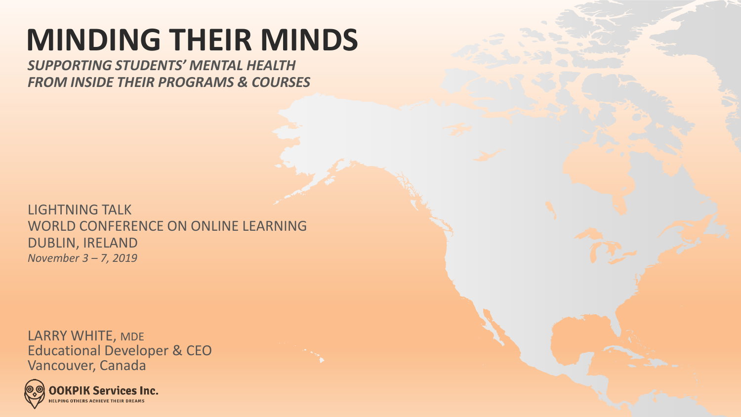# MINDING THEIR MINDS

***SUPPORTING STUDENTS' MENTAL HEALTH FROM INSIDE THEIR PROGRAMS & COURSES***

LIGHTNING TALK
WORLD CONFERENCE ON ONLINE LEARNING
DUBLIN, IRELAND
*November 3 – 7, 2019*

LARRY WHITE, MDE
Educational Developer & CEO
Vancouver, Canada

**OOKPIK Services Inc.**
HELPING OTHERS ACHIEVE THEIR DREAMS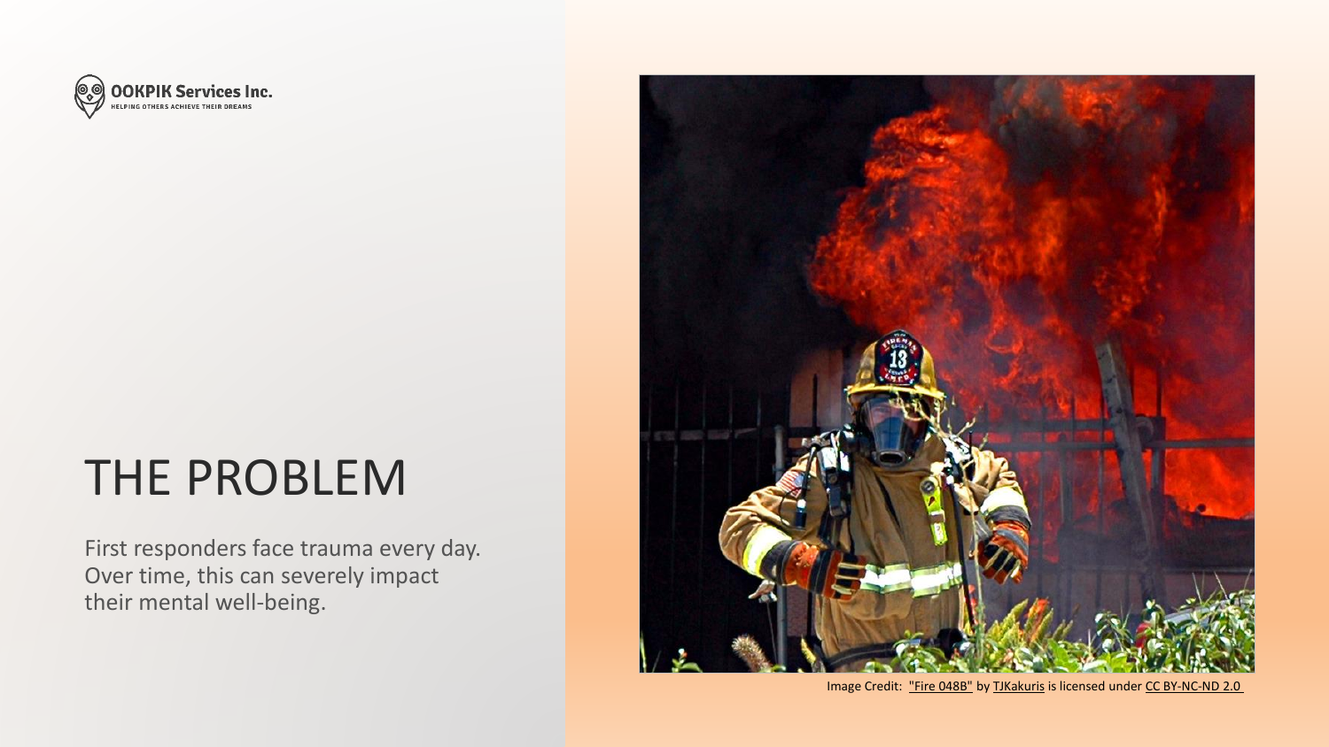OOKPIK Services Inc.
HELPING OTHERS ACHIEVE THEIR DREAMS

# THE PROBLEM

First responders face trauma every day. Over time, this can severely impact their mental well-being.

Image Credit: "Fire 048B" by TJKakuris is licensed under CC BY-NC-ND 2.0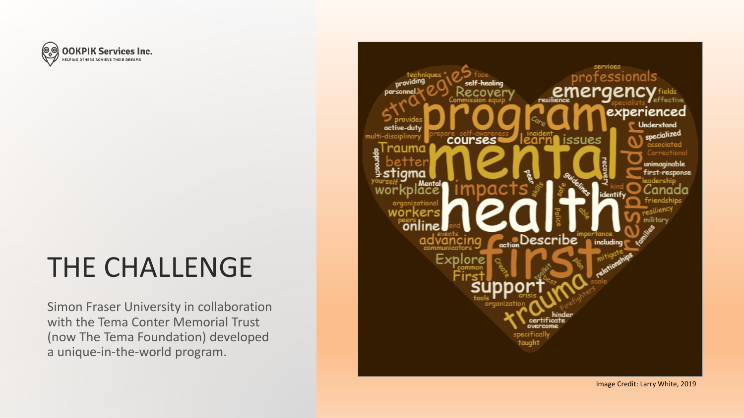# THE CHALLENGE

Simon Fraser University in collaboration with the Tema Conter Memorial Trust (now The Tema Foundation) developed a unique-in-the-world program.

Image Credit: Larry White, 2019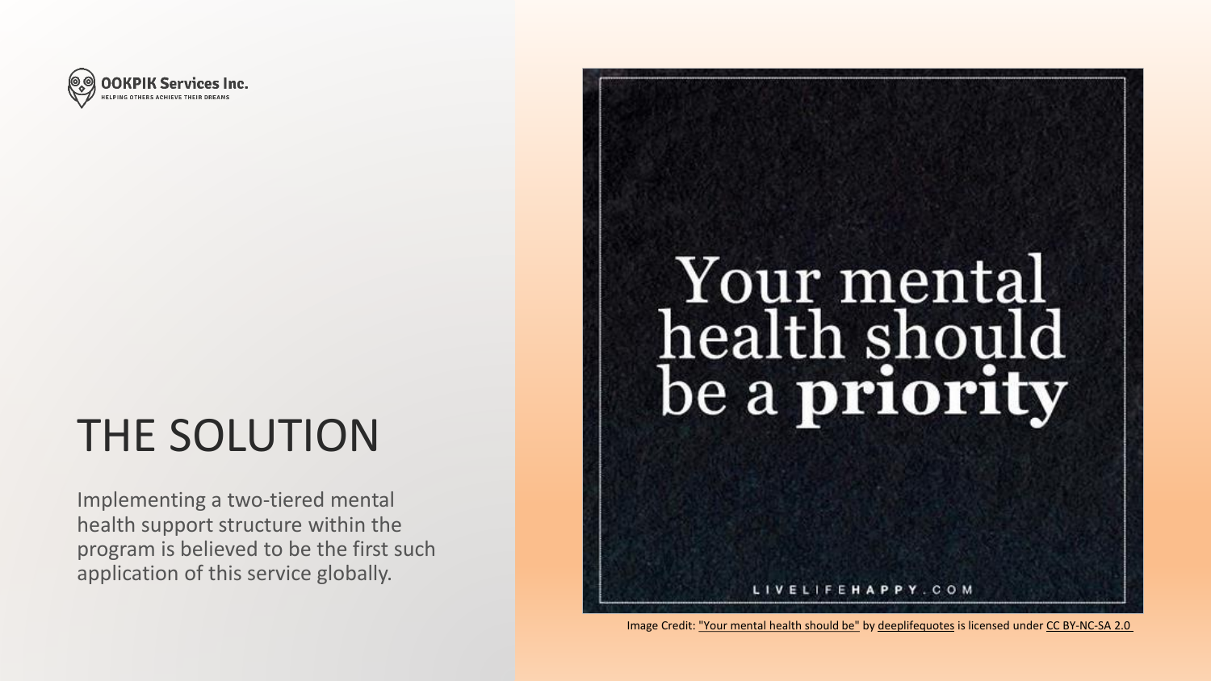OOKPIK Services Inc.
HELPING OTHERS ACHIEVE THEIR DREAMS

# THE SOLUTION

Implementing a two-tiered mental health support structure within the program is believed to be the first such application of this service globally.

Your mental health should be a **priority**

LIVELIFEHAPPY.COM

Image Credit: "Your mental health should be" by deeplifequotes is licensed under CC BY-NC-SA 2.0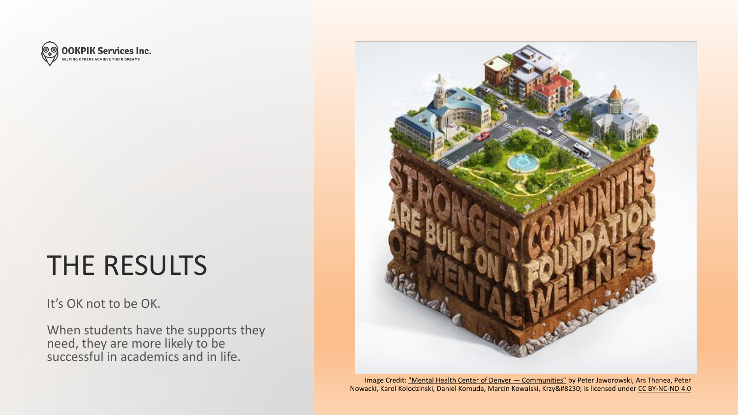OOKPIK Services Inc.
HELPING OTHERS ACHIEVE THEIR DREAMS

# THE RESULTS

It's OK not to be OK.

When students have the supports they need, they are more likely to be successful in academics and in life.

Image Credit: "Mental Health Center of Denver — Communities" by Peter Jaworowski, Ars Thanea, Peter Nowacki, Karol Kolodzinski, Daniel Komuda, Marcin Kowalski, Krzy&#8230; is licensed under CC BY-NC-ND 4.0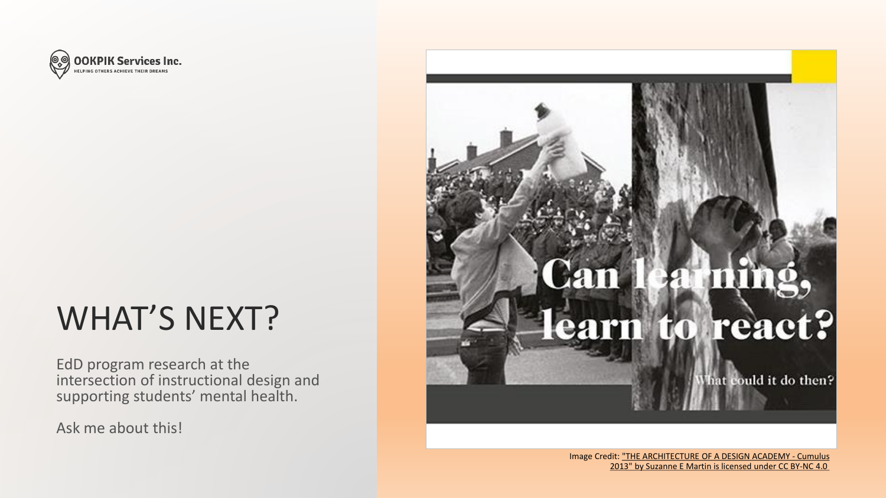OOKPIK Services Inc.

HELPING OTHERS ACHIEVE THEIR DREAMS

# WHAT'S NEXT?

EdD program research at the intersection of instructional design and supporting students' mental health.

Ask me about this!

Can learning, learn to react?

What could it do then?

Image Credit: "THE ARCHITECTURE OF A DESIGN ACADEMY - Cumulus 2013" by Suzanne E Martin is licensed under CC BY-NC 4.0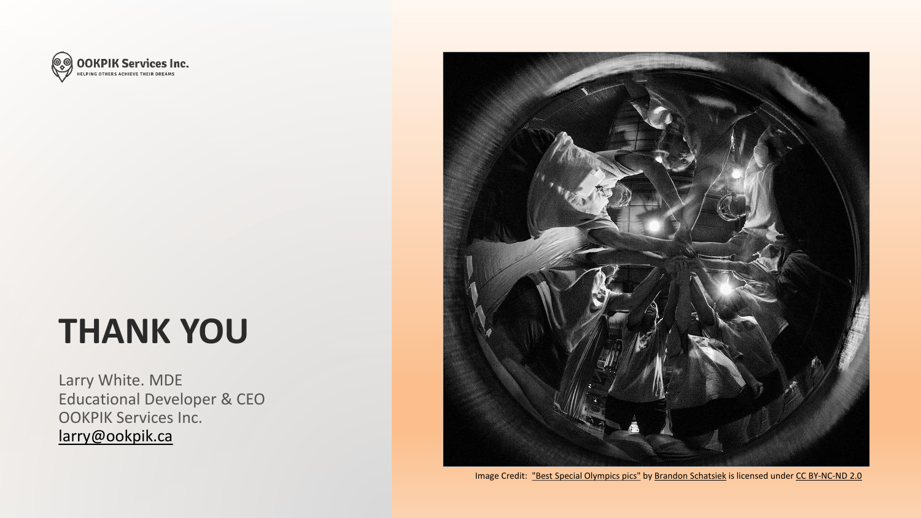OOKPIK Services Inc.
HELPING OTHERS ACHIEVE THEIR DREAMS

# THANK YOU

Larry White. MDE
Educational Developer & CEO
OOKPIK Services Inc.
larry@ookpik.ca

Image Credit: "Best Special Olympics pics" by Brandon Schatsiek is licensed under CC BY-NC-ND 2.0